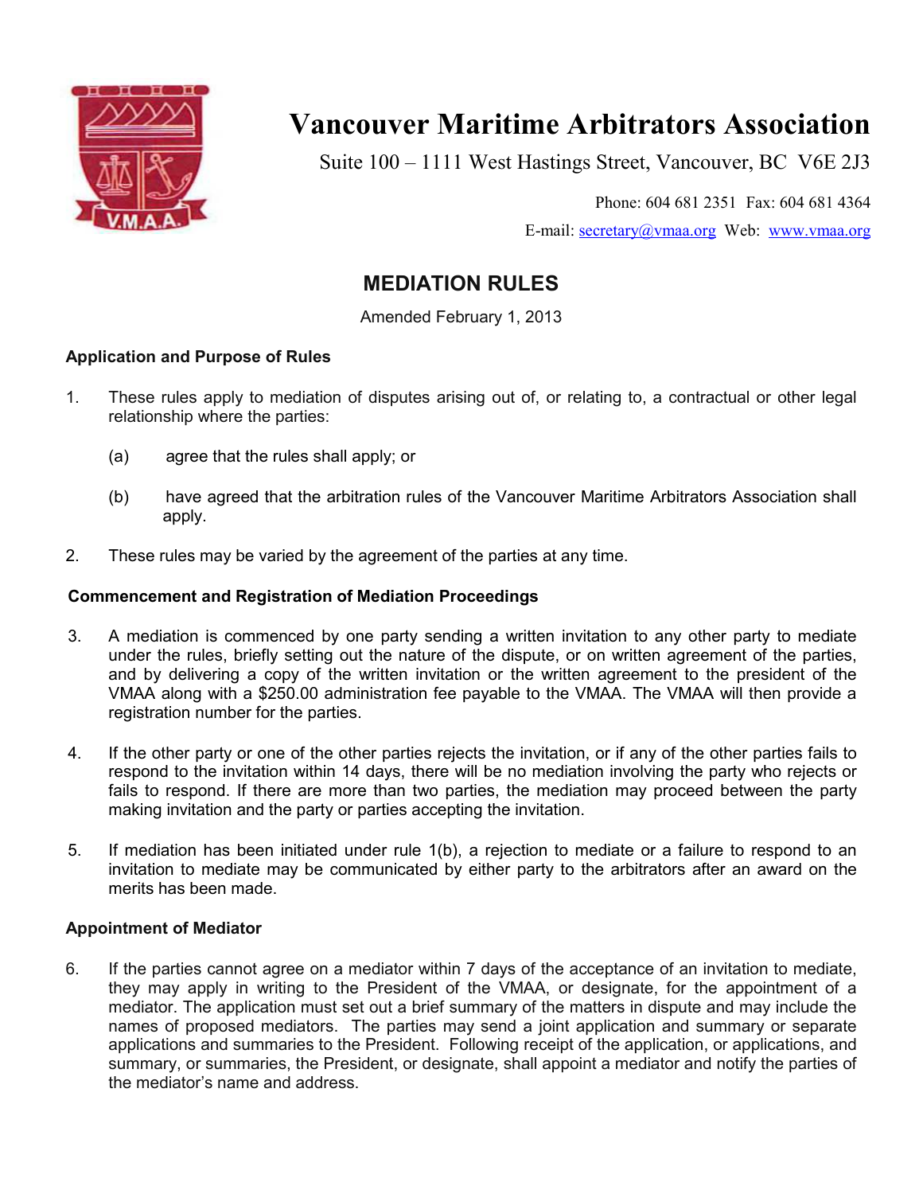# Vancouver Maritime Arbitrators Association

Suite 100 – 1111 West Hastings Street, Vancouver, BC V6E 2J3

Phone: 604 681 2351 Fax: 604 681 4364

E-mail: secretary@vmaa.org Web: www.vmaa.org

## MEDIATION RULES

Amended February 1, 2013

### Application and Purpose of Rules

1. These rules apply to mediation of disputes arising out of, or relating to, a contractual or other legal relationship where the parties:

   (a) agree that the rules shall apply; or

   (b) have agreed that the arbitration rules of the Vancouver Maritime Arbitrators Association shall apply.

2. These rules may be varied by the agreement of the parties at any time.

### Commencement and Registration of Mediation Proceedings

3. A mediation is commenced by one party sending a written invitation to any other party to mediate under the rules, briefly setting out the nature of the dispute, or on written agreement of the parties, and by delivering a copy of the written invitation or the written agreement to the president of the VMAA along with a $250.00 administration fee payable to the VMAA. The VMAA will then provide a registration number for the parties.

4. If the other party or one of the other parties rejects the invitation, or if any of the other parties fails to respond to the invitation within 14 days, there will be no mediation involving the party who rejects or fails to respond. If there are more than two parties, the mediation may proceed between the party making invitation and the party or parties accepting the invitation.

5. If mediation has been initiated under rule 1(b), a rejection to mediate or a failure to respond to an invitation to mediate may be communicated by either party to the arbitrators after an award on the merits has been made.

### Appointment of Mediator

6. If the parties cannot agree on a mediator within 7 days of the acceptance of an invitation to mediate, they may apply in writing to the President of the VMAA, or designate, for the appointment of a mediator. The application must set out a brief summary of the matters in dispute and may include the names of proposed mediators. The parties may send a joint application and summary or separate applications and summaries to the President. Following receipt of the application, or applications, and summary, or summaries, the President, or designate, shall appoint a mediator and notify the parties of the mediator's name and address.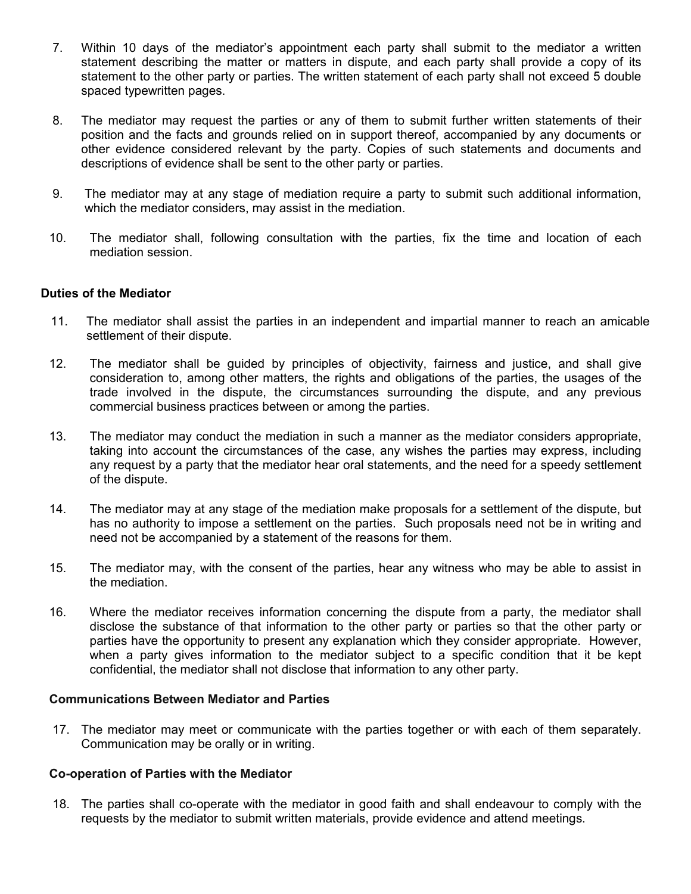7. Within 10 days of the mediator's appointment each party shall submit to the mediator a written statement describing the matter or matters in dispute, and each party shall provide a copy of its statement to the other party or parties. The written statement of each party shall not exceed 5 double spaced typewritten pages.

8. The mediator may request the parties or any of them to submit further written statements of their position and the facts and grounds relied on in support thereof, accompanied by any documents or other evidence considered relevant by the party. Copies of such statements and documents and descriptions of evidence shall be sent to the other party or parties.

9. The mediator may at any stage of mediation require a party to submit such additional information, which the mediator considers, may assist in the mediation.

10. The mediator shall, following consultation with the parties, fix the time and location of each mediation session.

**Duties of the Mediator**

11. The mediator shall assist the parties in an independent and impartial manner to reach an amicable settlement of their dispute.

12. The mediator shall be guided by principles of objectivity, fairness and justice, and shall give consideration to, among other matters, the rights and obligations of the parties, the usages of the trade involved in the dispute, the circumstances surrounding the dispute, and any previous commercial business practices between or among the parties.

13. The mediator may conduct the mediation in such a manner as the mediator considers appropriate, taking into account the circumstances of the case, any wishes the parties may express, including any request by a party that the mediator hear oral statements, and the need for a speedy settlement of the dispute.

14. The mediator may at any stage of the mediation make proposals for a settlement of the dispute, but has no authority to impose a settlement on the parties. Such proposals need not be in writing and need not be accompanied by a statement of the reasons for them.

15. The mediator may, with the consent of the parties, hear any witness who may be able to assist in the mediation.

16. Where the mediator receives information concerning the dispute from a party, the mediator shall disclose the substance of that information to the other party or parties so that the other party or parties have the opportunity to present any explanation which they consider appropriate. However, when a party gives information to the mediator subject to a specific condition that it be kept confidential, the mediator shall not disclose that information to any other party.

**Communications Between Mediator and Parties**

17. The mediator may meet or communicate with the parties together or with each of them separately. Communication may be orally or in writing.

**Co-operation of Parties with the Mediator**

18. The parties shall co-operate with the mediator in good faith and shall endeavour to comply with the requests by the mediator to submit written materials, provide evidence and attend meetings.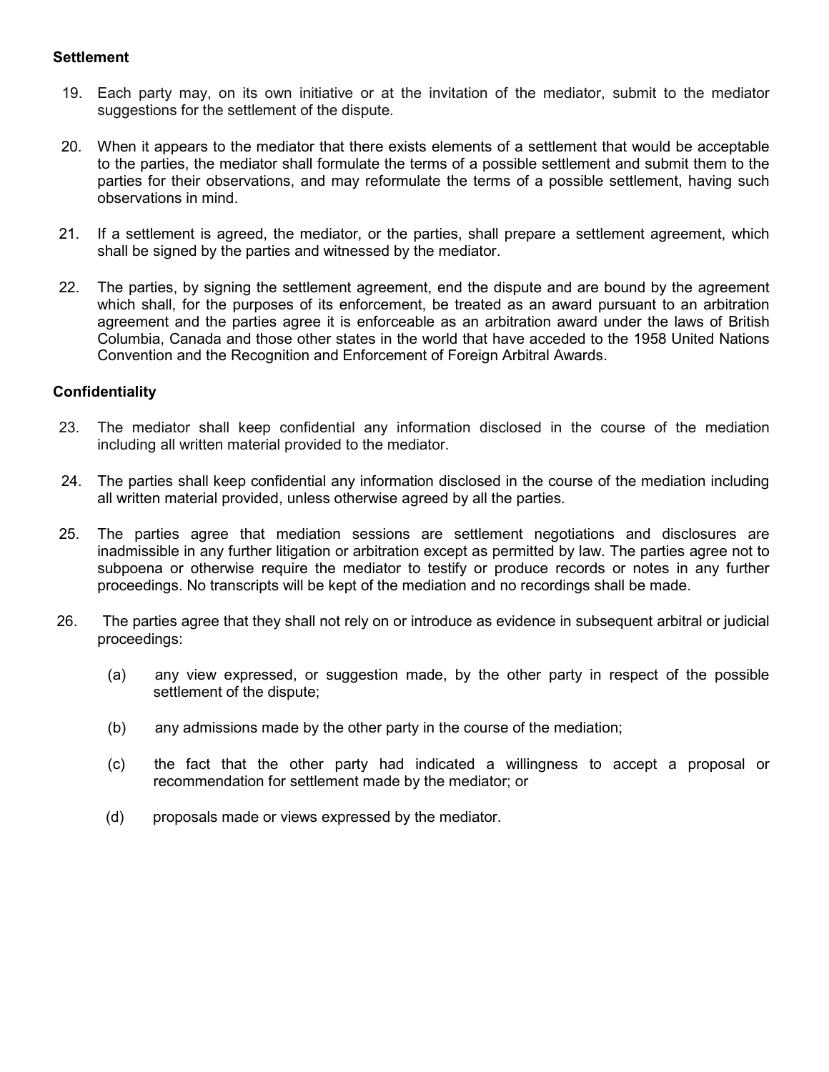**Settlement**

19. Each party may, on its own initiative or at the invitation of the mediator, submit to the mediator suggestions for the settlement of the dispute.

20. When it appears to the mediator that there exists elements of a settlement that would be acceptable to the parties, the mediator shall formulate the terms of a possible settlement and submit them to the parties for their observations, and may reformulate the terms of a possible settlement, having such observations in mind.

21. If a settlement is agreed, the mediator, or the parties, shall prepare a settlement agreement, which shall be signed by the parties and witnessed by the mediator.

22. The parties, by signing the settlement agreement, end the dispute and are bound by the agreement which shall, for the purposes of its enforcement, be treated as an award pursuant to an arbitration agreement and the parties agree it is enforceable as an arbitration award under the laws of British Columbia, Canada and those other states in the world that have acceded to the 1958 United Nations Convention and the Recognition and Enforcement of Foreign Arbitral Awards.

**Confidentiality**

23. The mediator shall keep confidential any information disclosed in the course of the mediation including all written material provided to the mediator.

24. The parties shall keep confidential any information disclosed in the course of the mediation including all written material provided, unless otherwise agreed by all the parties.

25. The parties agree that mediation sessions are settlement negotiations and disclosures are inadmissible in any further litigation or arbitration except as permitted by law. The parties agree not to subpoena or otherwise require the mediator to testify or produce records or notes in any further proceedings. No transcripts will be kept of the mediation and no recordings shall be made.

26. The parties agree that they shall not rely on or introduce as evidence in subsequent arbitral or judicial proceedings:

    (a) any view expressed, or suggestion made, by the other party in respect of the possible settlement of the dispute;

    (b) any admissions made by the other party in the course of the mediation;

    (c) the fact that the other party had indicated a willingness to accept a proposal or recommendation for settlement made by the mediator; or

    (d) proposals made or views expressed by the mediator.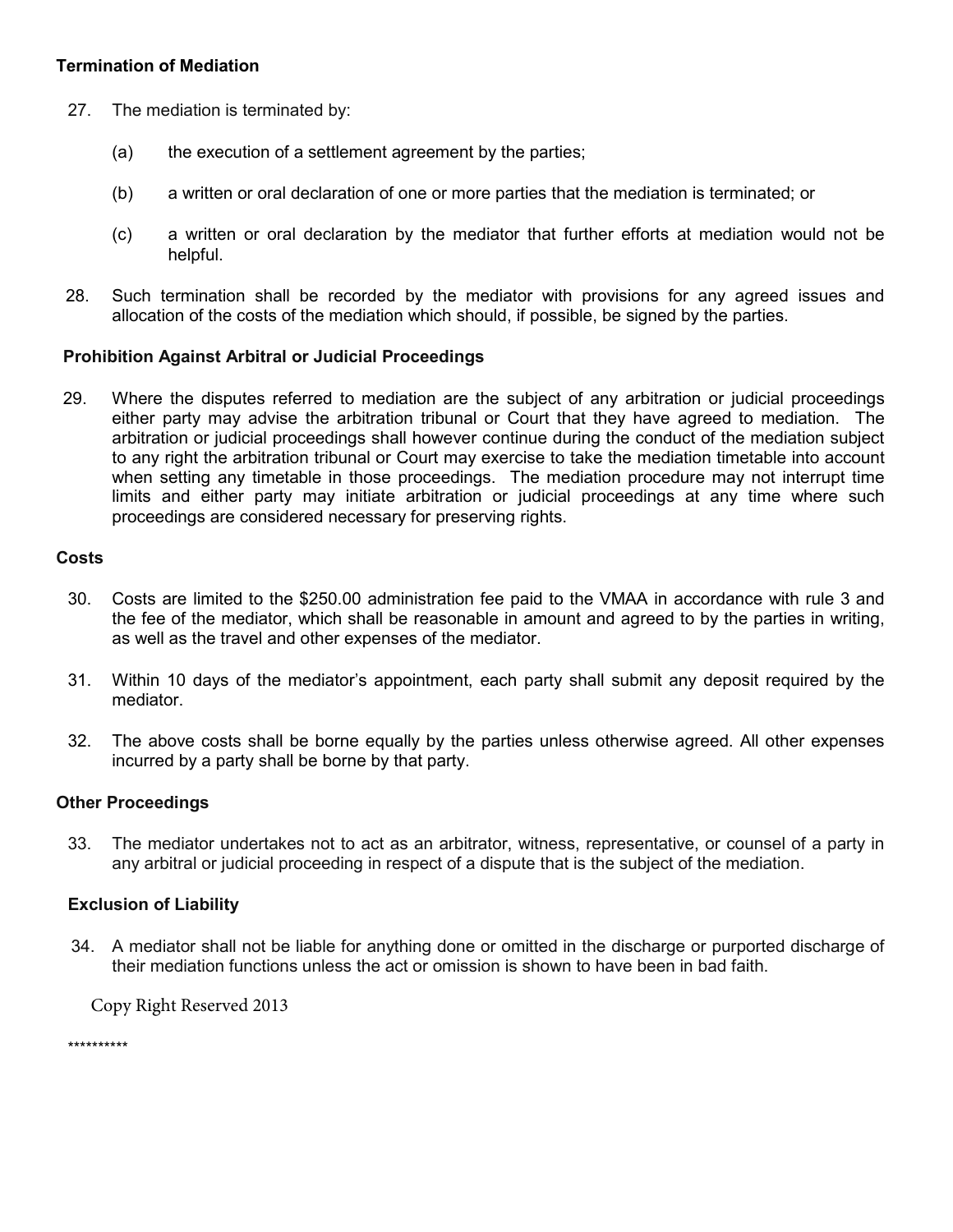**Termination of Mediation**

27. The mediation is terminated by:

    (a) the execution of a settlement agreement by the parties;

    (b) a written or oral declaration of one or more parties that the mediation is terminated; or

    (c) a written or oral declaration by the mediator that further efforts at mediation would not be helpful.

28. Such termination shall be recorded by the mediator with provisions for any agreed issues and allocation of the costs of the mediation which should, if possible, be signed by the parties.

**Prohibition Against Arbitral or Judicial Proceedings**

29. Where the disputes referred to mediation are the subject of any arbitration or judicial proceedings either party may advise the arbitration tribunal or Court that they have agreed to mediation. The arbitration or judicial proceedings shall however continue during the conduct of the mediation subject to any right the arbitration tribunal or Court may exercise to take the mediation timetable into account when setting any timetable in those proceedings. The mediation procedure may not interrupt time limits and either party may initiate arbitration or judicial proceedings at any time where such proceedings are considered necessary for preserving rights.

**Costs**

30. Costs are limited to the $250.00 administration fee paid to the VMAA in accordance with rule 3 and the fee of the mediator, which shall be reasonable in amount and agreed to by the parties in writing, as well as the travel and other expenses of the mediator.

31. Within 10 days of the mediator's appointment, each party shall submit any deposit required by the mediator.

32. The above costs shall be borne equally by the parties unless otherwise agreed. All other expenses incurred by a party shall be borne by that party.

**Other Proceedings**

33. The mediator undertakes not to act as an arbitrator, witness, representative, or counsel of a party in any arbitral or judicial proceeding in respect of a dispute that is the subject of the mediation.

**Exclusion of Liability**

34. A mediator shall not be liable for anything done or omitted in the discharge or purported discharge of their mediation functions unless the act or omission is shown to have been in bad faith.

Copy Right Reserved 2013

**********